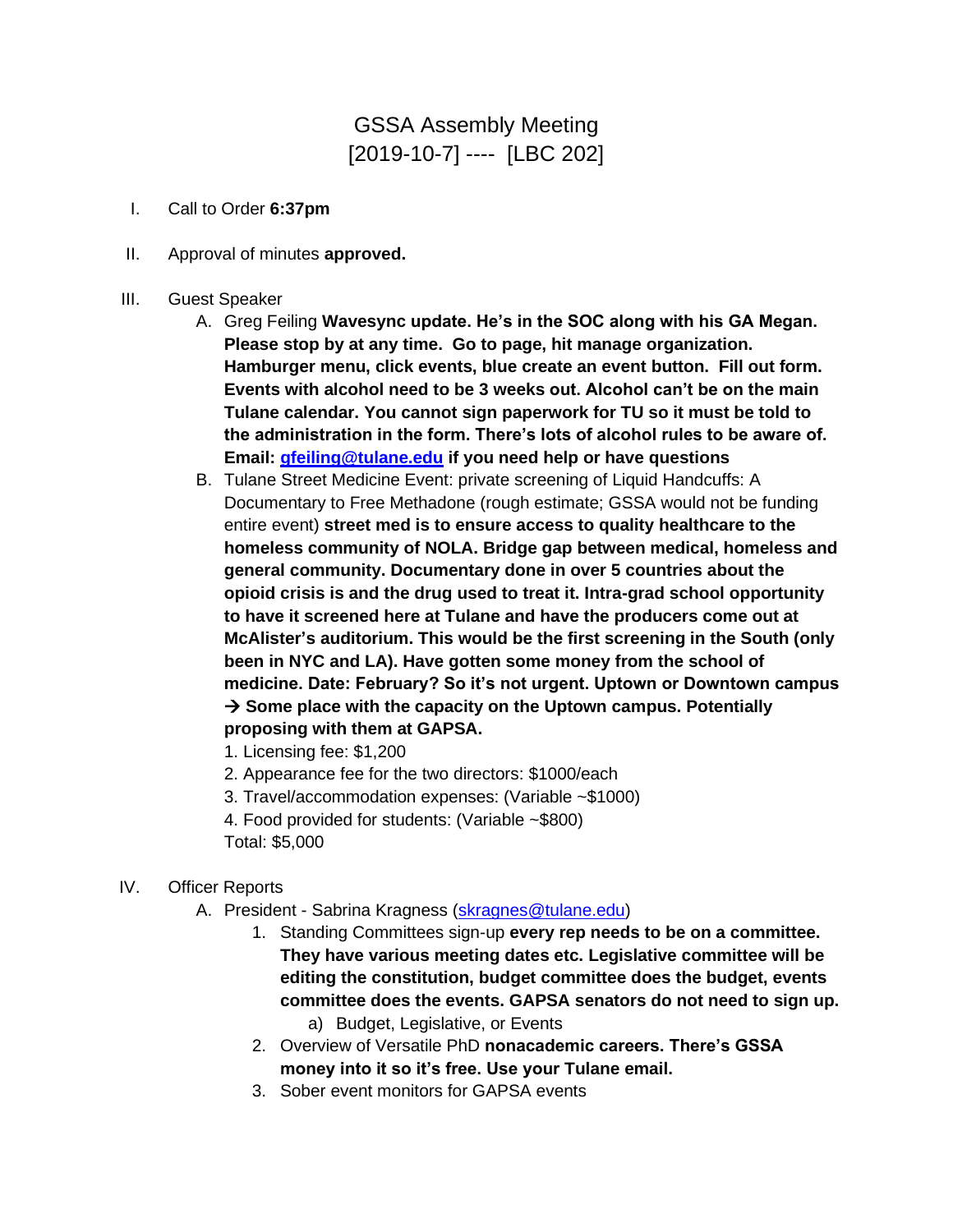# GSSA Assembly Meeting
## [2019-10-7] ---- [LBC 202]

I. Call to Order **6:37pm**

II. Approval of minutes **approved.**

III. Guest Speaker

A. Greg Feiling **Wavesync update. He's in the SOC along with his GA Megan. Please stop by at any time. Go to page, hit manage organization. Hamburger menu, click events, blue create an event button. Fill out form. Events with alcohol need to be 3 weeks out. Alcohol can't be on the main Tulane calendar. You cannot sign paperwork for TU so it must be told to the administration in the form. There's lots of alcohol rules to be aware of. Email: [gfeiling@tulane.edu](mailto:gfeiling@tulane.edu) if you need help or have questions**

B. Tulane Street Medicine Event: private screening of Liquid Handcuffs: A Documentary to Free Methadone (rough estimate; GSSA would not be funding entire event) **street med is to ensure access to quality healthcare to the homeless community of NOLA. Bridge gap between medical, homeless and general community. Documentary done in over 5 countries about the opioid crisis is and the drug used to treat it. Intra-grad school opportunity to have it screened here at Tulane and have the producers come out at McAlister's auditorium. This would be the first screening in the South (only been in NYC and LA). Have gotten some money from the school of medicine. Date: February? So it's not urgent. Uptown or Downtown campus → Some place with the capacity on the Uptown campus. Potentially proposing with them at GAPSA.**

1. Licensing fee: $1,200
2. Appearance fee for the two directors: $1000/each
3. Travel/accommodation expenses: (Variable ~$1000)
4. Food provided for students: (Variable ~$800)

Total: $5,000

IV. Officer Reports

A. President - Sabrina Kragness ([skragnes@tulane.edu](mailto:skragnes@tulane.edu))

1. Standing Committees sign-up **every rep needs to be on a committee. They have various meeting dates etc. Legislative committee will be editing the constitution, budget committee does the budget, events committee does the events. GAPSA senators do not need to sign up.**
   a) Budget, Legislative, or Events
2. Overview of Versatile PhD **nonacademic careers. There's GSSA money into it so it's free. Use your Tulane email.**
3. Sober event monitors for GAPSA events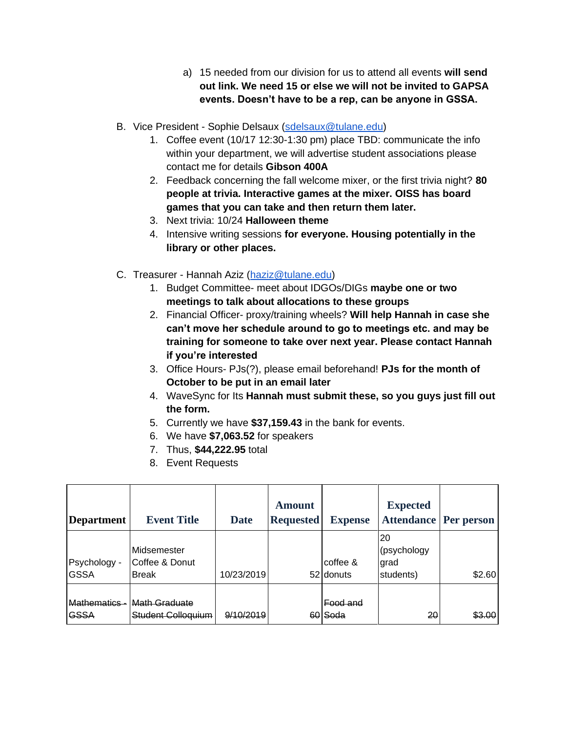a) 15 needed from our division for us to attend all events **will send out link. We need 15 or else we will not be invited to GAPSA events. Doesn't have to be a rep, can be anyone in GSSA.**

B. Vice President - Sophie Delsaux (sdelsaux@tulane.edu)

1. Coffee event (10/17 12:30-1:30 pm) place TBD: communicate the info within your department, we will advertise student associations please contact me for details **Gibson 400A**
2. Feedback concerning the fall welcome mixer, or the first trivia night? **80 people at trivia. Interactive games at the mixer. OISS has board games that you can take and then return them later.**
3. Next trivia: 10/24 **Halloween theme**
4. Intensive writing sessions **for everyone. Housing potentially in the library or other places.**

C. Treasurer - Hannah Aziz (haziz@tulane.edu)

1. Budget Committee- meet about IDGOs/DIGs **maybe one or two meetings to talk about allocations to these groups**
2. Financial Officer- proxy/training wheels? **Will help Hannah in case she can't move her schedule around to go to meetings etc. and may be training for someone to take over next year. Please contact Hannah if you're interested**
3. Office Hours- PJs(?), please email beforehand! **PJs for the month of October to be put in an email later**
4. WaveSync for Its **Hannah must submit these, so you guys just fill out the form.**
5. Currently we have **$37,159.43** in the bank for events.
6. We have **$7,063.52** for speakers
7. Thus, **$44,222.95** total
8. Event Requests

| Department | Event Title | Date | Amount Requested | Expense | Expected Attendance | Per person |
|---|---|---|---|---|---|---|
| Psychology - GSSA | Midsemester Coffee & Donut Break | 10/23/2019 | 52 | coffee & donuts | 20 (psychology grad students) | $2.60 |
| ~~Mathematics - GSSA~~ | ~~Math Graduate Student Colloquium~~ | ~~9/10/2019~~ | ~~60~~ | ~~Food and Soda~~ | ~~20~~ | ~~$3.00~~ |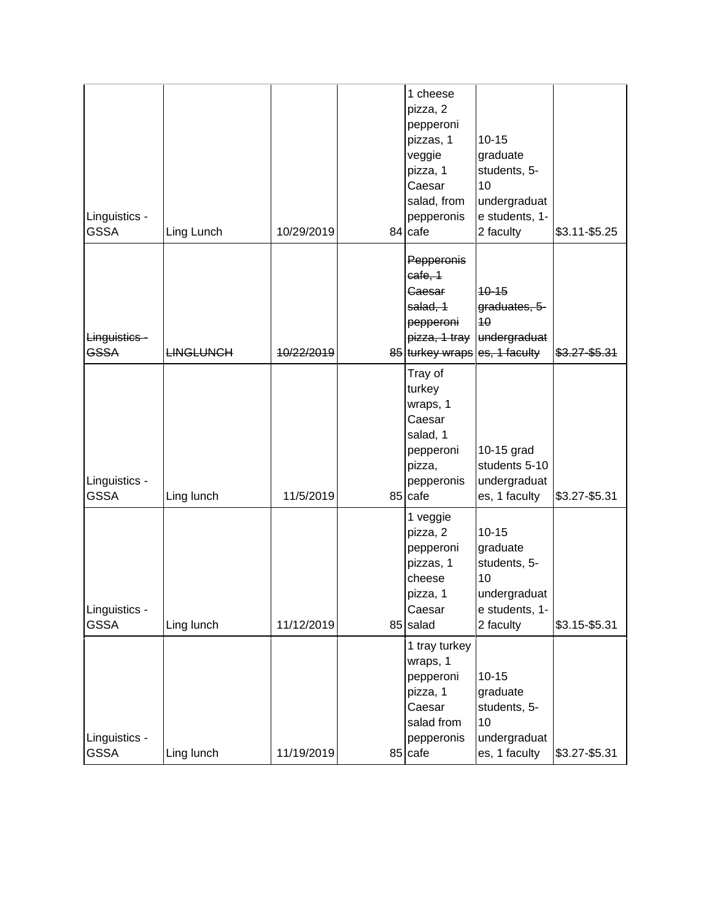| | | | | | | |
|---|---|---|---|---|---|---|
| Linguistics - GSSA | Ling Lunch | 10/29/2019 | 84 | 1 cheese pizza, 2 pepperoni pizzas, 1 veggie pizza, 1 Caesar salad, from pepperonis cafe | 10-15 graduate students, 5-10 undergraduate students, 1-2 faculty | $3.11-$5.25 |
| ~~Linguistics - GSSA~~ | ~~LINGLUNCH~~ | ~~10/22/2019~~ | ~~85~~ | ~~Pepperonis cafe, 1 Caesar salad, 1 pepperoni pizza, 1 tray turkey wraps~~ | ~~10-15 graduates, 5-10 undergraduates, 1 faculty~~ | ~~$3.27-$5.31~~ |
| Linguistics - GSSA | Ling lunch | 11/5/2019 | 85 | Tray of turkey wraps, 1 Caesar salad, 1 pepperoni pizza, pepperonis cafe | 10-15 grad students 5-10 undergraduates, 1 faculty | $3.27-$5.31 |
| Linguistics - GSSA | Ling lunch | 11/12/2019 | 85 | 1 veggie pizza, 2 pepperoni pizzas, 1 cheese pizza, 1 Caesar salad | 10-15 graduate students, 5-10 undergraduate students, 1-2 faculty | $3.15-$5.31 |
| Linguistics - GSSA | Ling lunch | 11/19/2019 | 85 | 1 tray turkey wraps, 1 pepperoni pizza, 1 Caesar salad from pepperonis cafe | 10-15 graduate students, 5-10 undergraduates, 1 faculty | $3.27-$5.31 |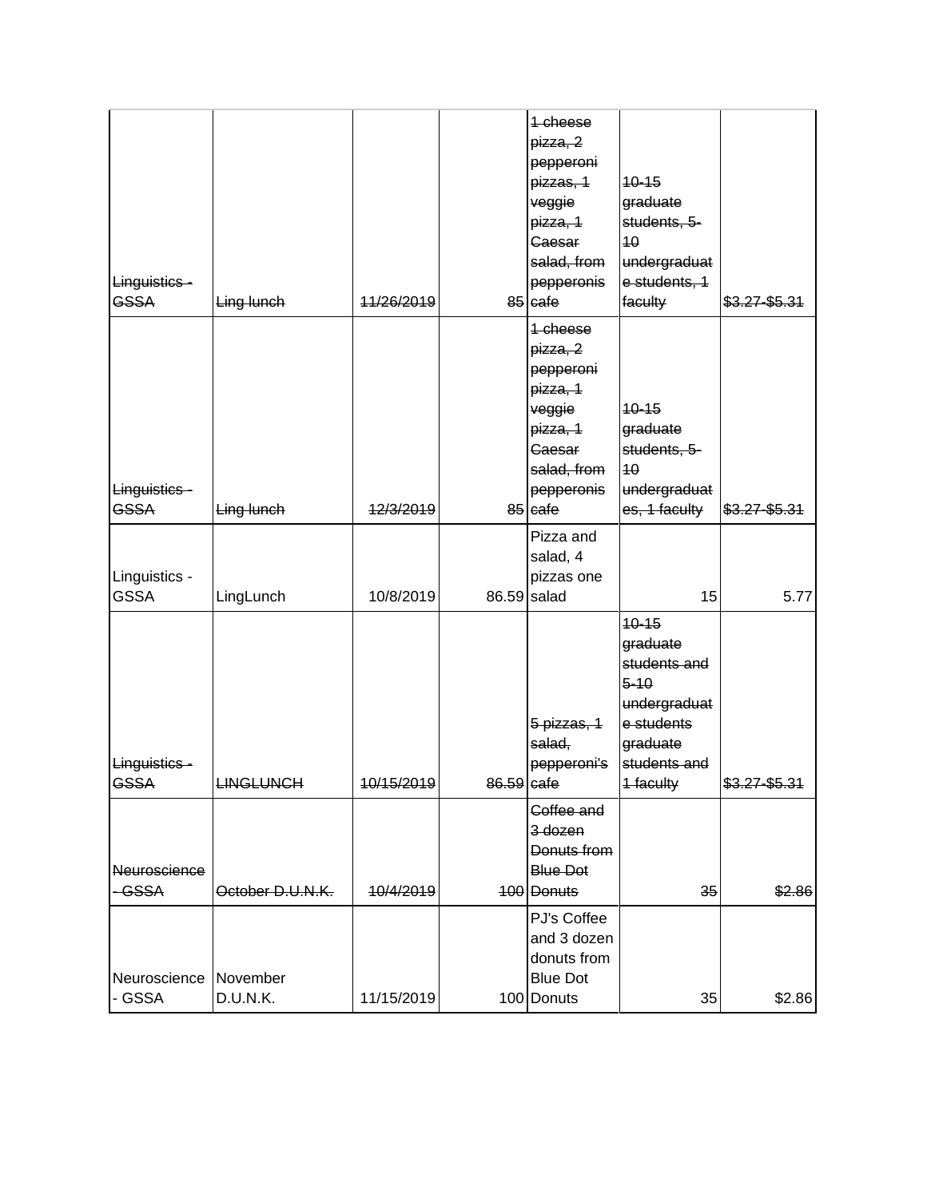| | | | | | | |
|---|---|---|---|---|---|---|
| ~~Linguistics - GSSA~~ | ~~Ling lunch~~ | ~~11/26/2019~~ | ~~85~~ | ~~1 cheese pizza, 2 pepperoni pizzas, 1 veggie pizza, 1 Caesar salad, from pepperonis cafe~~ | ~~10-15 graduate students, 5-10 undergraduate students, 1 faculty~~ | ~~$3.27-$5.31~~ |
| ~~Linguistics - GSSA~~ | ~~Ling lunch~~ | ~~12/3/2019~~ | ~~85~~ | ~~1 cheese pizza, 2 pepperoni pizza, 1 veggie pizza, 1 Caesar salad, from pepperonis cafe~~ | ~~10-15 graduate students, 5-10 undergraduates, 1 faculty~~ | ~~$3.27-$5.31~~ |
| Linguistics - GSSA | LingLunch | 10/8/2019 | 86.59 | Pizza and salad, 4 pizzas one salad | 15 | 5.77 |
| ~~Linguistics - GSSA~~ | ~~LINGLUNCH~~ | ~~10/15/2019~~ | ~~86.59~~ | ~~5 pizzas, 1 salad, pepperoni's cafe~~ | ~~10-15 graduate students and 5-10 undergraduate students graduate students and 1 faculty~~ | ~~$3.27-$5.31~~ |
| ~~Neuroscience - GSSA~~ | ~~October D.U.N.K.~~ | ~~10/4/2019~~ | ~~100~~ | ~~Coffee and 3 dozen Donuts from Blue Dot Donuts~~ | ~~35~~ | ~~$2.86~~ |
| Neuroscience - GSSA | November D.U.N.K. | 11/15/2019 | 100 | PJ's Coffee and 3 dozen donuts from Blue Dot Donuts | 35 | $2.86 |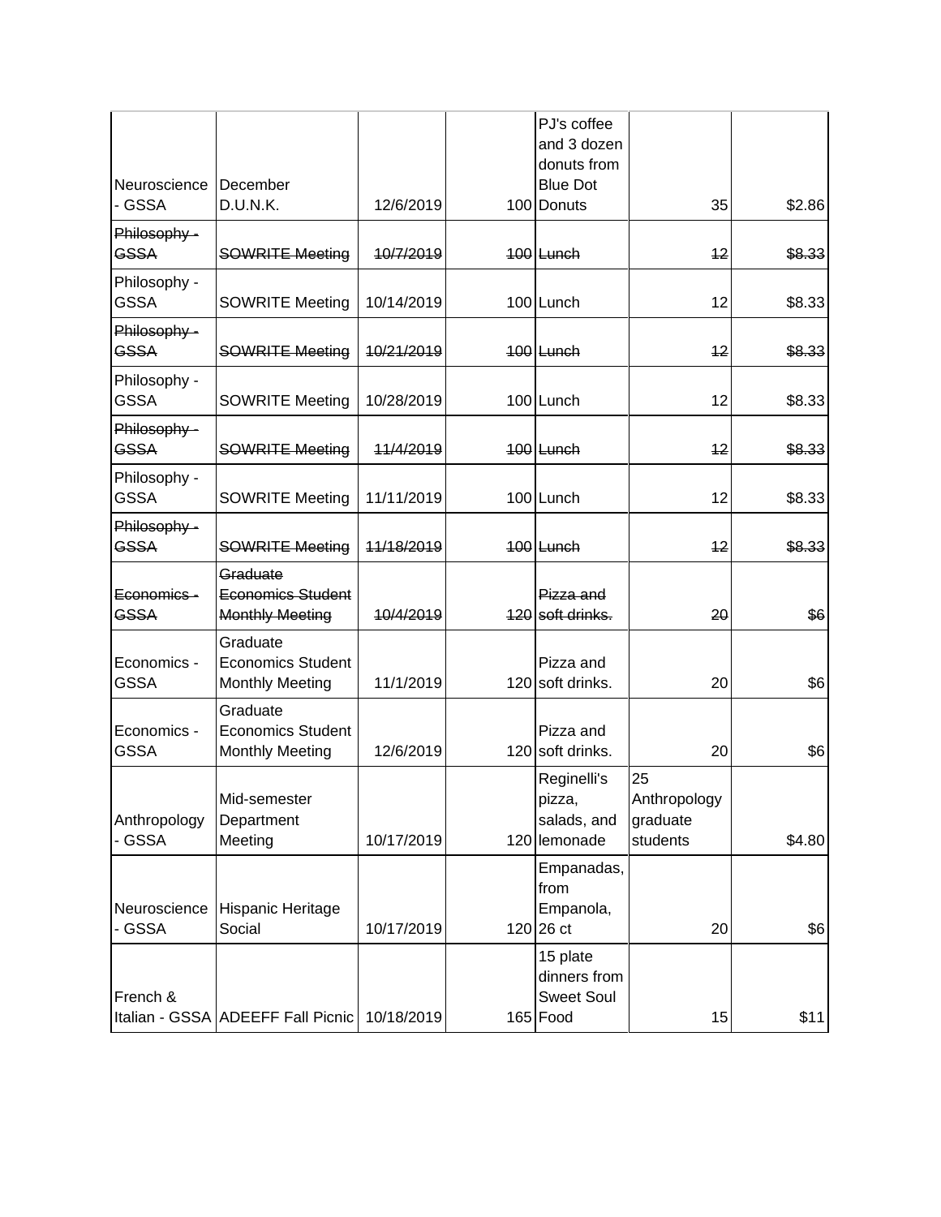| | | | | | | |
|---|---|---|---|---|---|---|
| Neuroscience - GSSA | December D.U.N.K. | 12/6/2019 | 100 | PJ's coffee and 3 dozen donuts from Blue Dot Donuts | 35 | $2.86 |
| ~~Philosophy - GSSA~~ | ~~SOWRITE Meeting~~ | ~~10/7/2019~~ | ~~100~~ | ~~Lunch~~ | ~~12~~ | ~~$8.33~~ |
| Philosophy - GSSA | SOWRITE Meeting | 10/14/2019 | 100 | Lunch | 12 | $8.33 |
| ~~Philosophy - GSSA~~ | ~~SOWRITE Meeting~~ | ~~10/21/2019~~ | ~~100~~ | ~~Lunch~~ | ~~12~~ | ~~$8.33~~ |
| Philosophy - GSSA | SOWRITE Meeting | 10/28/2019 | 100 | Lunch | 12 | $8.33 |
| ~~Philosophy - GSSA~~ | ~~SOWRITE Meeting~~ | ~~11/4/2019~~ | ~~100~~ | ~~Lunch~~ | ~~12~~ | ~~$8.33~~ |
| Philosophy - GSSA | SOWRITE Meeting | 11/11/2019 | 100 | Lunch | 12 | $8.33 |
| ~~Philosophy - GSSA~~ | ~~SOWRITE Meeting~~ | ~~11/18/2019~~ | ~~100~~ | ~~Lunch~~ | ~~12~~ | ~~$8.33~~ |
| ~~Economics - GSSA~~ | ~~Graduate Economics Student Monthly Meeting~~ | ~~10/4/2019~~ | ~~120~~ | ~~Pizza and soft drinks.~~ | ~~20~~ | ~~$6~~ |
| Economics - GSSA | Graduate Economics Student Monthly Meeting | 11/1/2019 | 120 | Pizza and soft drinks. | 20 | $6 |
| Economics - GSSA | Graduate Economics Student Monthly Meeting | 12/6/2019 | 120 | Pizza and soft drinks. | 20 | $6 |
| Anthropology - GSSA | Mid-semester Department Meeting | 10/17/2019 | 120 | Reginelli's pizza, salads, and lemonade | 25 Anthropology graduate students | $4.80 |
| Neuroscience - GSSA | Hispanic Heritage Social | 10/17/2019 | 120 | Empanadas, from Empanola, 26 ct | 20 | $6 |
| French & Italian - GSSA | ADEEFF Fall Picnic | 10/18/2019 | 165 | 15 plate dinners from Sweet Soul Food | 15 | $11 |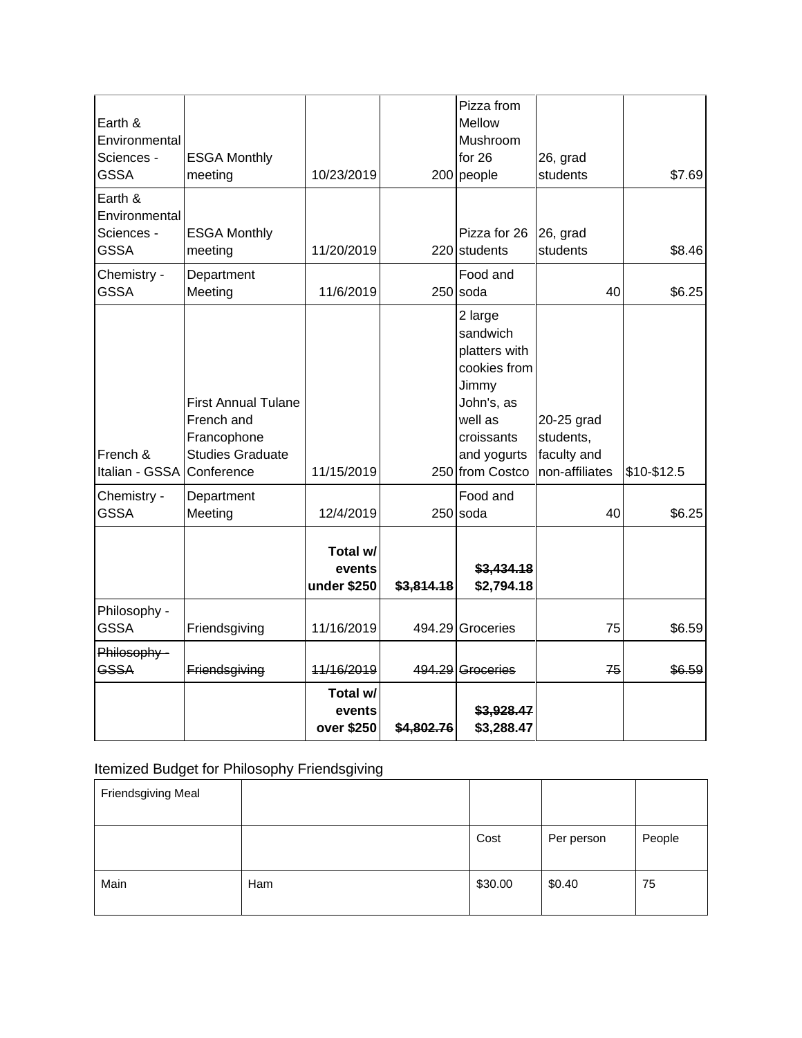| | | | | | | |
|---|---|---|---|---|---|---|
| Earth & Environmental Sciences - GSSA | ESGA Monthly meeting | 10/23/2019 | 200 | Pizza from Mellow Mushroom for 26 people | 26, grad students | $7.69 |
| Earth & Environmental Sciences - GSSA | ESGA Monthly meeting | 11/20/2019 | 220 | Pizza for 26 students | 26, grad students | $8.46 |
| Chemistry - GSSA | Department Meeting | 11/6/2019 | 250 | Food and soda | 40 | $6.25 |
| French & Italian - GSSA | First Annual Tulane French and Francophone Studies Graduate Conference | 11/15/2019 | 250 | 2 large sandwich platters with cookies from Jimmy John's, as well as croissants and yogurts from Costco | 20-25 grad students, faculty and non-affiliates | $10-$12.5 |
| Chemistry - GSSA | Department Meeting | 12/4/2019 | 250 | Food and soda | 40 | $6.25 |
| | | **Total w/ events under $250** | **~~$3,814.18~~** | **~~$3,434.18~~ $2,794.18** | | |
| Philosophy - GSSA | Friendsgiving | 11/16/2019 | 494.29 | Groceries | 75 | $6.59 |
| ~~Philosophy - GSSA~~ | ~~Friendsgiving~~ | ~~11/16/2019~~ | ~~494.29~~ | ~~Groceries~~ | ~~75~~ | ~~$6.59~~ |
| | | **Total w/ events over $250** | **~~$4,802.76~~** | **~~$3,928.47~~ $3,288.47** | | |

Itemized Budget for Philosophy Friendsgiving

| Friendsgiving Meal | | | | |
|---|---|---|---|---|
| | | Cost | Per person | People |
| Main | Ham | $30.00 | $0.40 | 75 |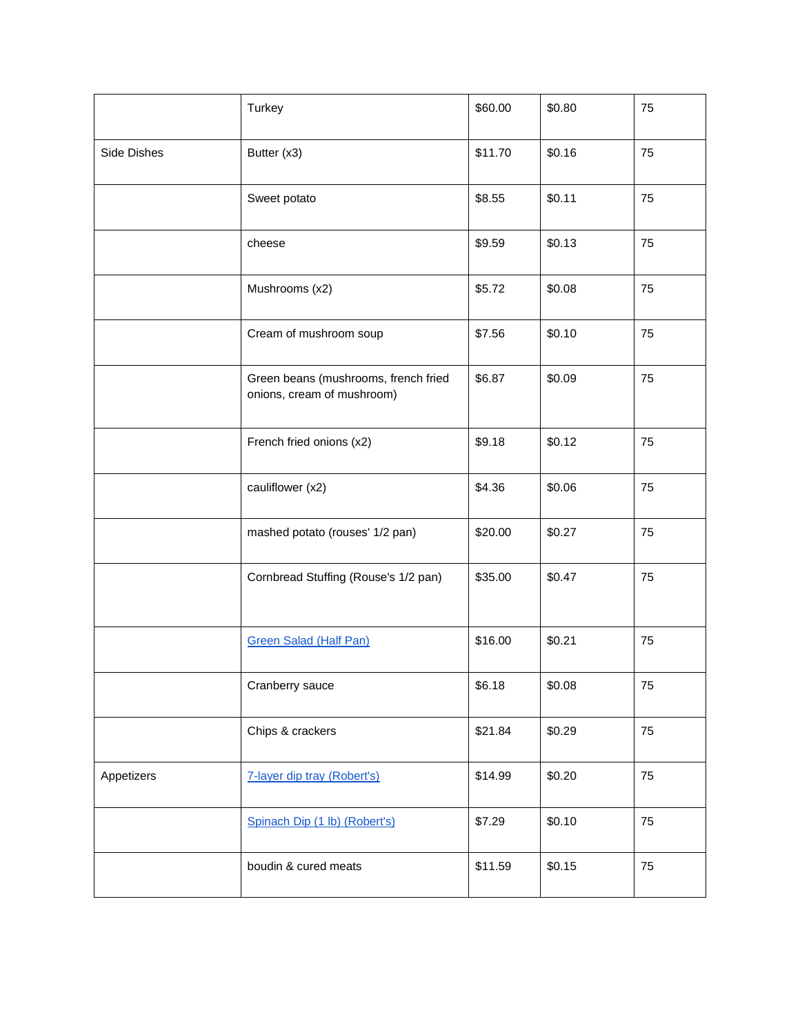| | | | | |
|---|---|---|---|---|
| | Turkey | $60.00 | $0.80 | 75 |
| Side Dishes | Butter (x3) | $11.70 | $0.16 | 75 |
| | Sweet potato | $8.55 | $0.11 | 75 |
| | cheese | $9.59 | $0.13 | 75 |
| | Mushrooms (x2) | $5.72 | $0.08 | 75 |
| | Cream of mushroom soup | $7.56 | $0.10 | 75 |
| | Green beans (mushrooms, french fried onions, cream of mushroom) | $6.87 | $0.09 | 75 |
| | French fried onions (x2) | $9.18 | $0.12 | 75 |
| | cauliflower (x2) | $4.36 | $0.06 | 75 |
| | mashed potato (rouses' 1/2 pan) | $20.00 | $0.27 | 75 |
| | Cornbread Stuffing (Rouse's 1/2 pan) | $35.00 | $0.47 | 75 |
| | Green Salad (Half Pan) | $16.00 | $0.21 | 75 |
| | Cranberry sauce | $6.18 | $0.08 | 75 |
| | Chips & crackers | $21.84 | $0.29 | 75 |
| Appetizers | 7-layer dip tray (Robert's) | $14.99 | $0.20 | 75 |
| | Spinach Dip (1 lb) (Robert's) | $7.29 | $0.10 | 75 |
| | boudin & cured meats | $11.59 | $0.15 | 75 |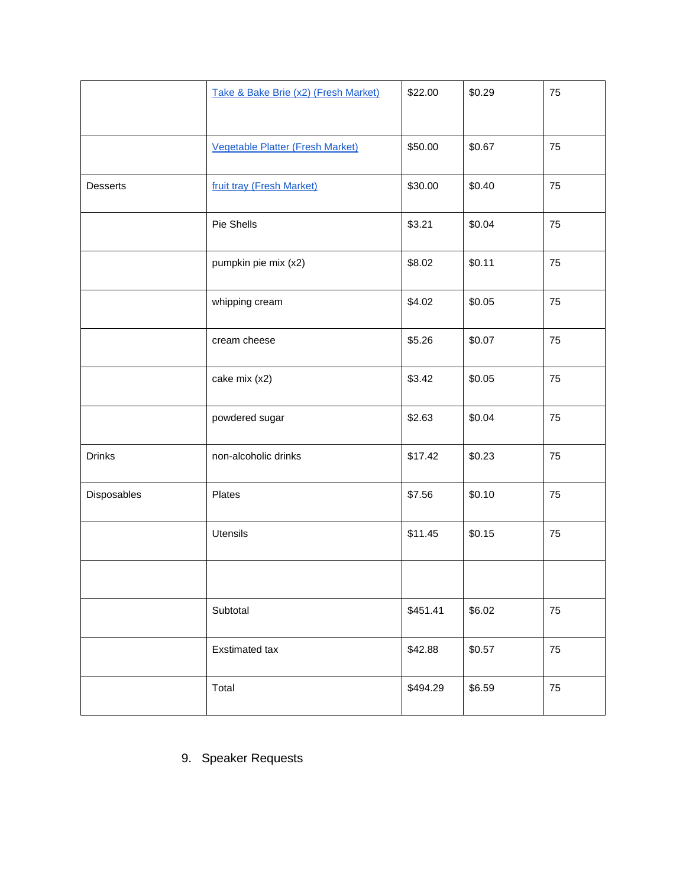| | | | | |
|---|---|---|---|---|
| | Take & Bake Brie (x2) (Fresh Market) | $22.00 | $0.29 | 75 |
| | Vegetable Platter (Fresh Market) | $50.00 | $0.67 | 75 |
| Desserts | fruit tray (Fresh Market) | $30.00 | $0.40 | 75 |
| | Pie Shells | $3.21 | $0.04 | 75 |
| | pumpkin pie mix (x2) | $8.02 | $0.11 | 75 |
| | whipping cream | $4.02 | $0.05 | 75 |
| | cream cheese | $5.26 | $0.07 | 75 |
| | cake mix (x2) | $3.42 | $0.05 | 75 |
| | powdered sugar | $2.63 | $0.04 | 75 |
| Drinks | non-alcoholic drinks | $17.42 | $0.23 | 75 |
| Disposables | Plates | $7.56 | $0.10 | 75 |
| | Utensils | $11.45 | $0.15 | 75 |
| | | | | |
| | Subtotal | $451.41 | $6.02 | 75 |
| | Exstimated tax | $42.88 | $0.57 | 75 |
| | Total | $494.29 | $6.59 | 75 |

9. Speaker Requests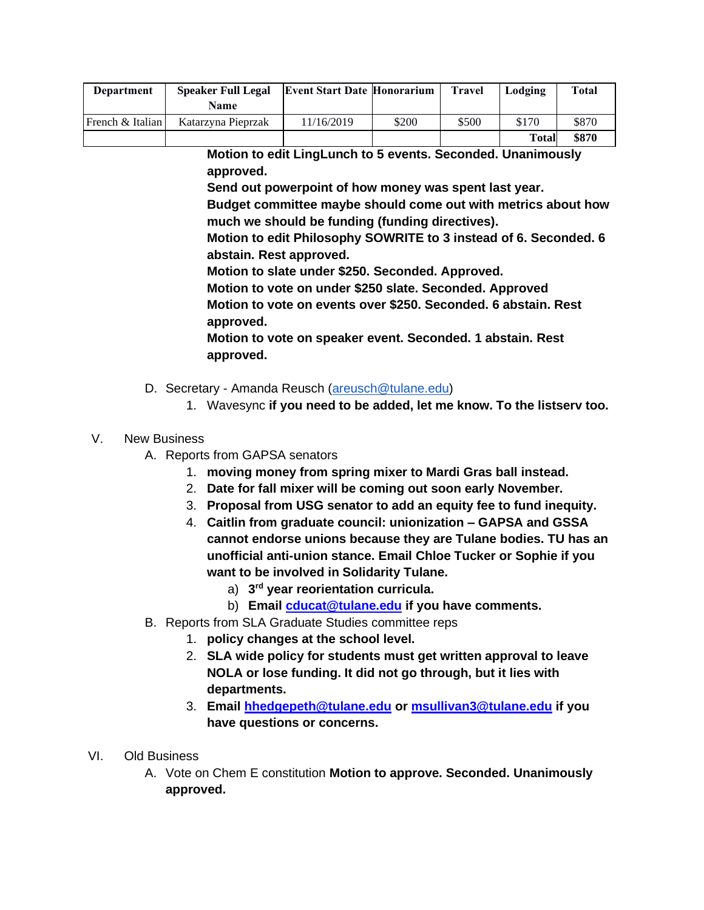| Department | Speaker Full Legal Name | Event Start Date | Honorarium | Travel | Lodging | Total |
|---|---|---|---|---|---|---|
| French & Italian | Katarzyna Pieprzak | 11/16/2019 | $200 | $500 | $170 | $870 |
| | | | | | Total | $870 |

**Motion to edit LingLunch to 5 events. Seconded. Unanimously approved.**
**Send out powerpoint of how money was spent last year.**
**Budget committee maybe should come out with metrics about how much we should be funding (funding directives).**
**Motion to edit Philosophy SOWRITE to 3 instead of 6. Seconded. 6 abstain. Rest approved.**
**Motion to slate under $250. Seconded. Approved.**
**Motion to vote on under $250 slate. Seconded. Approved**
**Motion to vote on events over $250. Seconded. 6 abstain. Rest approved.**
**Motion to vote on speaker event. Seconded. 1 abstain. Rest approved.**

D. Secretary - Amanda Reusch (areusch@tulane.edu)
   1. Wavesync **if you need to be added, let me know. To the listserv too.**

V. New Business
   A. Reports from GAPSA senators
      1. **moving money from spring mixer to Mardi Gras ball instead.**
      2. **Date for fall mixer will be coming out soon early November.**
      3. **Proposal from USG senator to add an equity fee to fund inequity.**
      4. **Caitlin from graduate council: unionization – GAPSA and GSSA cannot endorse unions because they are Tulane bodies. TU has an unofficial anti-union stance. Email Chloe Tucker or Sophie if you want to be involved in Solidarity Tulane.**
         a) **3rd year reorientation curricula.**
         b) **Email cducat@tulane.edu if you have comments.**
   B. Reports from SLA Graduate Studies committee reps
      1. **policy changes at the school level.**
      2. **SLA wide policy for students must get written approval to leave NOLA or lose funding. It did not go through, but it lies with departments.**
      3. **Email hhedgepeth@tulane.edu or msullivan3@tulane.edu if you have questions or concerns.**

VI. Old Business
   A. Vote on Chem E constitution **Motion to approve. Seconded. Unanimously approved.**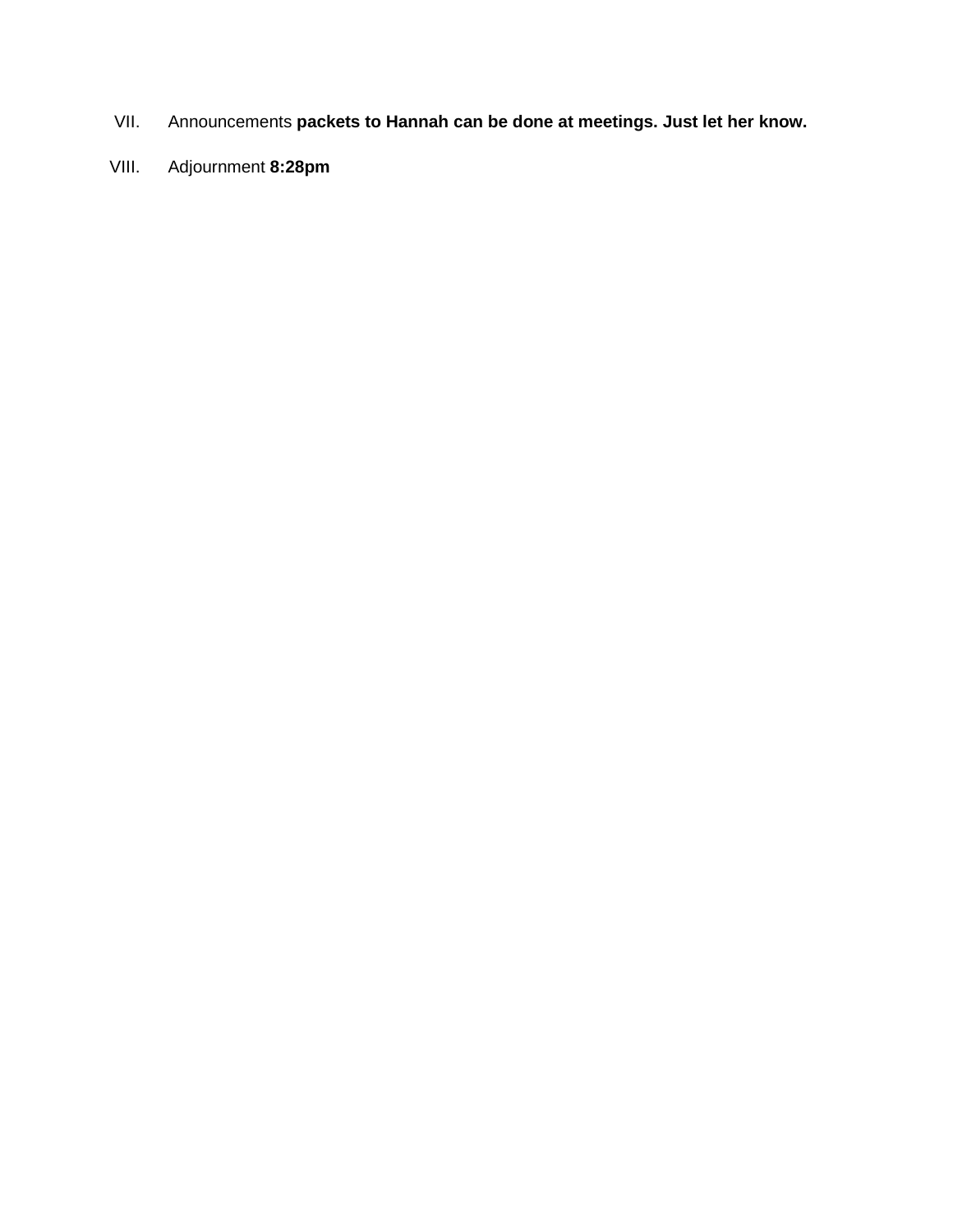VII. Announcements **packets to Hannah can be done at meetings. Just let her know.**

VIII. Adjournment **8:28pm**